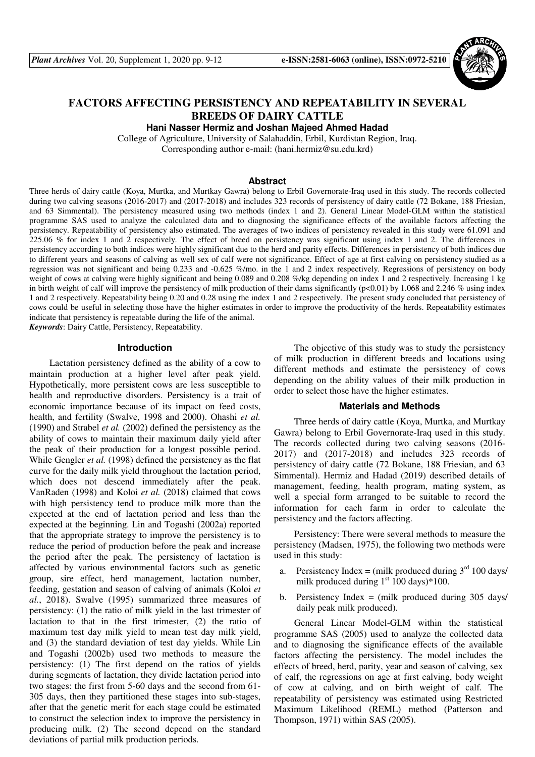# FACTORS AFFECTING PERSISTENCY AND REPEATABILITY IN SEVERAL BREEDS OF DAIRY CATTLE

**Hani Nasser Hermiz and Joshan Majeed Ahmed Hadad**

College of Agriculture, University of Salahaddin, Erbil, Kurdistan Region, Iraq.
Corresponding author e-mail: (hani.hermiz@su.edu.krd)

## Abstract

Three herds of dairy cattle (Koya, Murtka, and Murtkay Gawra) belong to Erbil Governorate-Iraq used in this study. The records collected during two calving seasons (2016-2017) and (2017-2018) and includes 323 records of persistency of dairy cattle (72 Bokane, 188 Friesian, and 63 Simmental). The persistency measured using two methods (index 1 and 2). General Linear Model-GLM within the statistical programme SAS used to analyze the calculated data and to diagnosing the significance effects of the available factors affecting the persistency. Repeatability of persistency also estimated. The averages of two indices of persistency revealed in this study were 61.091 and 225.06 % for index 1 and 2 respectively. The effect of breed on persistency was significant using index 1 and 2. The differences in persistency according to both indices were highly significant due to the herd and parity effects. Differences in persistency of both indices due to different years and seasons of calving as well sex of calf were not significance. Effect of age at first calving on persistency studied as a regression was not significant and being 0.233 and -0.625 %/mo. in the 1 and 2 index respectively. Regressions of persistency on body weight of cows at calving were highly significant and being 0.089 and 0.208 %/kg depending on index 1 and 2 respectively. Increasing 1 kg in birth weight of calf will improve the persistency of milk production of their dams significantly ($p<0.01$) by 1.068 and 2.246 % using index 1 and 2 respectively. Repeatability being 0.20 and 0.28 using the index 1 and 2 respectively. The present study concluded that persistency of cows could be useful in selecting those have the higher estimates in order to improve the productivity of the herds. Repeatability estimates indicate that persistency is repeatable during the life of the animal.

***Keywords***: Dairy Cattle, Persistency, Repeatability.

## Introduction

Lactation persistency defined as the ability of a cow to maintain production at a higher level after peak yield. Hypothetically, more persistent cows are less susceptible to health and reproductive disorders. Persistency is a trait of economic importance because of its impact on feed costs, health, and fertility (Swalve, 1998 and 2000). Ohashi *et al.* (1990) and Strabel *et al.* (2002) defined the persistency as the ability of cows to maintain their maximum daily yield after the peak of their production for a longest possible period. While Gengler *et al.* (1998) defined the persistency as the flat curve for the daily milk yield throughout the lactation period, which does not descend immediately after the peak. VanRaden (1998) and Koloi *et al.* (2018) claimed that cows with high persistency tend to produce milk more than the expected at the end of lactation period and less than the expected at the beginning. Lin and Togashi (2002a) reported that the appropriate strategy to improve the persistency is to reduce the period of production before the peak and increase the period after the peak. The persistency of lactation is affected by various environmental factors such as genetic group, sire effect, herd management, lactation number, feeding, gestation and season of calving of animals (Koloi *et al.*, 2018). Swalve (1995) summarized three measures of persistency: (1) the ratio of milk yield in the last trimester of lactation to that in the first trimester, (2) the ratio of maximum test day milk yield to mean test day milk yield, and (3) the standard deviation of test day yields. While Lin and Togashi (2002b) used two methods to measure the persistency: (1) The first depend on the ratios of yields during segments of lactation, they divide lactation period into two stages: the first from 5-60 days and the second from 61-305 days, then they partitioned these stages into sub-stages, after that the genetic merit for each stage could be estimated to construct the selection index to improve the persistency in producing milk. (2) The second depend on the standard deviations of partial milk production periods.

The objective of this study was to study the persistency of milk production in different breeds and locations using different methods and estimate the persistency of cows depending on the ability values of their milk production in order to select those have the higher estimates.

## Materials and Methods

Three herds of dairy cattle (Koya, Murtka, and Murtkay Gawra) belong to Erbil Governorate-Iraq used in this study. The records collected during two calving seasons (2016-2017) and (2017-2018) and includes 323 records of persistency of dairy cattle (72 Bokane, 188 Friesian, and 63 Simmental). Hermiz and Hadad (2019) described details of management, feeding, health program, mating system, as well a special form arranged to be suitable to record the information for each farm in order to calculate the persistency and the factors affecting.

Persistency: There were several methods to measure the persistency (Madsen, 1975), the following two methods were used in this study:

a. Persistency Index = (milk produced during 3rd 100 days/ milk produced during 1st 100 days)*100.

b. Persistency Index = (milk produced during 305 days/ daily peak milk produced).

General Linear Model-GLM within the statistical programme SAS (2005) used to analyze the collected data and to diagnosing the significance effects of the available factors affecting the persistency. The model includes the effects of breed, herd, parity, year and season of calving, sex of calf, the regressions on age at first calving, body weight of cow at calving, and on birth weight of calf. The repeatability of persistency was estimated using Restricted Maximum Likelihood (REML) method (Patterson and Thompson, 1971) within SAS (2005).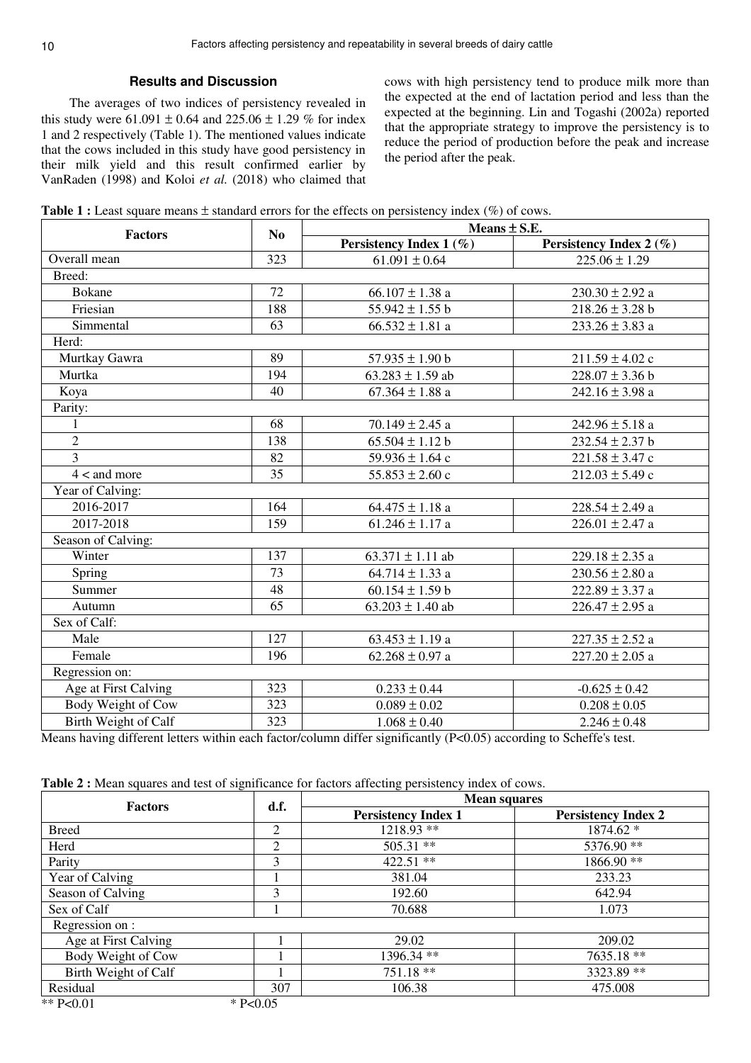## Results and Discussion

The averages of two indices of persistency revealed in this study were 61.091 ± 0.64 and 225.06 ± 1.29 % for index 1 and 2 respectively (Table 1). The mentioned values indicate that the cows included in this study have good persistency in their milk yield and this result confirmed earlier by VanRaden (1998) and Koloi *et al.* (2018) who claimed that cows with high persistency tend to produce milk more than the expected at the end of lactation period and less than the expected at the beginning. Lin and Togashi (2002a) reported that the appropriate strategy to improve the persistency is to reduce the period of production before the peak and increase the period after the peak.

**Table 1 :** Least square means ± standard errors for the effects on persistency index (%) of cows.

| Factors | No | Means ± S.E. | |
|---|---|---|---|
| | | Persistency Index 1 (%) | Persistency Index 2 (%) |
| Overall mean | 323 | 61.091 ± 0.64 | 225.06 ± 1.29 |
| Breed: | | | |
| Bokane | 72 | 66.107 ± 1.38 a | 230.30 ± 2.92 a |
| Friesian | 188 | 55.942 ± 1.55 b | 218.26 ± 3.28 b |
| Simmental | 63 | 66.532 ± 1.81 a | 233.26 ± 3.83 a |
| Herd: | | | |
| Murtkay Gawra | 89 | 57.935 ± 1.90 b | 211.59 ± 4.02 c |
| Murtka | 194 | 63.283 ± 1.59 ab | 228.07 ± 3.36 b |
| Koya | 40 | 67.364 ± 1.88 a | 242.16 ± 3.98 a |
| Parity: | | | |
| 1 | 68 | 70.149 ± 2.45 a | 242.96 ± 5.18 a |
| 2 | 138 | 65.504 ± 1.12 b | 232.54 ± 2.37 b |
| 3 | 82 | 59.936 ± 1.64 c | 221.58 ± 3.47 c |
| 4 < and more | 35 | 55.853 ± 2.60 c | 212.03 ± 5.49 c |
| Year of Calving: | | | |
| 2016-2017 | 164 | 64.475 ± 1.18 a | 228.54 ± 2.49 a |
| 2017-2018 | 159 | 61.246 ± 1.17 a | 226.01 ± 2.47 a |
| Season of Calving: | | | |
| Winter | 137 | 63.371 ± 1.11 ab | 229.18 ± 2.35 a |
| Spring | 73 | 64.714 ± 1.33 a | 230.56 ± 2.80 a |
| Summer | 48 | 60.154 ± 1.59 b | 222.89 ± 3.37 a |
| Autumn | 65 | 63.203 ± 1.40 ab | 226.47 ± 2.95 a |
| Sex of Calf: | | | |
| Male | 127 | 63.453 ± 1.19 a | 227.35 ± 2.52 a |
| Female | 196 | 62.268 ± 0.97 a | 227.20 ± 2.05 a |
| Regression on: | | | |
| Age at First Calving | 323 | 0.233 ± 0.44 | -0.625 ± 0.42 |
| Body Weight of Cow | 323 | 0.089 ± 0.02 | 0.208 ± 0.05 |
| Birth Weight of Calf | 323 | 1.068 ± 0.40 | 2.246 ± 0.48 |

Means having different letters within each factor/column differ significantly (P<0.05) according to Scheffe's test.

**Table 2 :** Mean squares and test of significance for factors affecting persistency index of cows.

| Factors | d.f. | Mean squares | |
|---|---|---|---|
| | | Persistency Index 1 | Persistency Index 2 |
| Breed | 2 | 1218.93 ** | 1874.62 * |
| Herd | 2 | 505.31 ** | 5376.90 ** |
| Parity | 3 | 422.51 ** | 1866.90 ** |
| Year of Calving | 1 | 381.04 | 233.23 |
| Season of Calving | 3 | 192.60 | 642.94 |
| Sex of Calf | 1 | 70.688 | 1.073 |
| Regression on : | | | |
| Age at First Calving | 1 | 29.02 | 209.02 |
| Body Weight of Cow | 1 | 1396.34 ** | 7635.18 ** |
| Birth Weight of Calf | 1 | 751.18 ** | 3323.89 ** |
| Residual | 307 | 106.38 | 475.008 |

** P<0.01 * P<0.05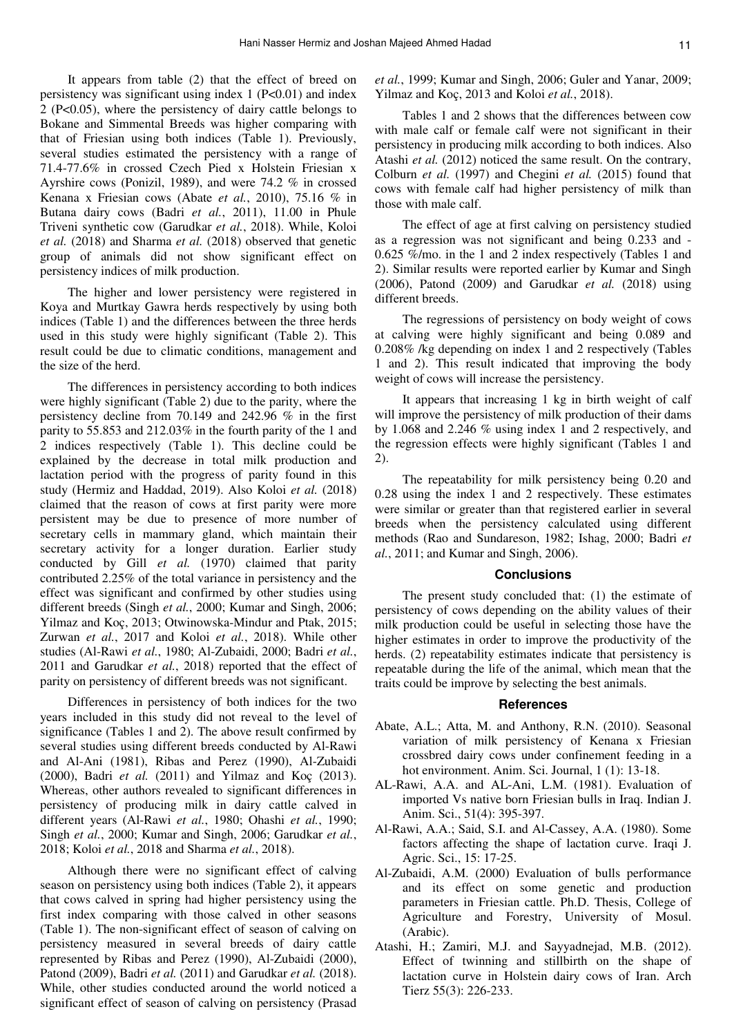It appears from table (2) that the effect of breed on persistency was significant using index 1 ($P<0.01$) and index 2 ($P<0.05$), where the persistency of dairy cattle belongs to Bokane and Simmental Breeds was higher comparing with that of Friesian using both indices (Table 1). Previously, several studies estimated the persistency with a range of 71.4-77.6% in crossed Czech Pied x Holstein Friesian x Ayrshire cows (Ponizil, 1989), and were 74.2 % in crossed Kenana x Friesian cows (Abate *et al.*, 2010), 75.16 % in Butana dairy cows (Badri *et al.*, 2011), 11.00 in Phule Triveni synthetic cow (Garudkar *et al.*, 2018). While, Koloi *et al.* (2018) and Sharma *et al.* (2018) observed that genetic group of animals did not show significant effect on persistency indices of milk production.

The higher and lower persistency were registered in Koya and Murtkay Gawra herds respectively by using both indices (Table 1) and the differences between the three herds used in this study were highly significant (Table 2). This result could be due to climatic conditions, management and the size of the herd.

The differences in persistency according to both indices were highly significant (Table 2) due to the parity, where the persistency decline from 70.149 and 242.96 % in the first parity to 55.853 and 212.03% in the fourth parity of the 1 and 2 indices respectively (Table 1). This decline could be explained by the decrease in total milk production and lactation period with the progress of parity found in this study (Hermiz and Haddad, 2019). Also Koloi *et al.* (2018) claimed that the reason of cows at first parity were more persistent may be due to presence of more number of secretary cells in mammary gland, which maintain their secretary activity for a longer duration. Earlier study conducted by Gill *et al.* (1970) claimed that parity contributed 2.25% of the total variance in persistency and the effect was significant and confirmed by other studies using different breeds (Singh *et al.*, 2000; Kumar and Singh, 2006; Yilmaz and Koç, 2013; Otwinowska-Mindur and Ptak, 2015; Zurwan *et al.*, 2017 and Koloi *et al.*, 2018). While other studies (Al-Rawi *et al.*, 1980; Al-Zubaidi, 2000; Badri *et al.*, 2011 and Garudkar *et al.*, 2018) reported that the effect of parity on persistency of different breeds was not significant.

Differences in persistency of both indices for the two years included in this study did not reveal to the level of significance (Tables 1 and 2). The above result confirmed by several studies using different breeds conducted by Al-Rawi and Al-Ani (1981), Ribas and Perez (1990), Al-Zubaidi (2000), Badri *et al.* (2011) and Yilmaz and Koç (2013). Whereas, other authors revealed to significant differences in persistency of producing milk in dairy cattle calved in different years (Al-Rawi *et al.*, 1980; Ohashi *et al.*, 1990; Singh *et al.*, 2000; Kumar and Singh, 2006; Garudkar *et al.*, 2018; Koloi *et al.*, 2018 and Sharma *et al.*, 2018).

Although there were no significant effect of calving season on persistency using both indices (Table 2), it appears that cows calved in spring had higher persistency using the first index comparing with those calved in other seasons (Table 1). The non-significant effect of season of calving on persistency measured in several breeds of dairy cattle represented by Ribas and Perez (1990), Al-Zubaidi (2000), Patond (2009), Badri *et al.* (2011) and Garudkar *et al.* (2018). While, other studies conducted around the world noticed a significant effect of season of calving on persistency (Prasad *et al.*, 1999; Kumar and Singh, 2006; Guler and Yanar, 2009; Yilmaz and Koç, 2013 and Koloi *et al.*, 2018).

Tables 1 and 2 shows that the differences between cow with male calf or female calf were not significant in their persistency in producing milk according to both indices. Also Atashi *et al.* (2012) noticed the same result. On the contrary, Colburn *et al.* (1997) and Chegini *et al.* (2015) found that cows with female calf had higher persistency of milk than those with male calf.

The effect of age at first calving on persistency studied as a regression was not significant and being 0.233 and -0.625 %/mo. in the 1 and 2 index respectively (Tables 1 and 2). Similar results were reported earlier by Kumar and Singh (2006), Patond (2009) and Garudkar *et al.* (2018) using different breeds.

The regressions of persistency on body weight of cows at calving were highly significant and being 0.089 and 0.208% /kg depending on index 1 and 2 respectively (Tables 1 and 2). This result indicated that improving the body weight of cows will increase the persistency.

It appears that increasing 1 kg in birth weight of calf will improve the persistency of milk production of their dams by 1.068 and 2.246 % using index 1 and 2 respectively, and the regression effects were highly significant (Tables 1 and 2).

The repeatability for milk persistency being 0.20 and 0.28 using the index 1 and 2 respectively. These estimates were similar or greater than that registered earlier in several breeds when the persistency calculated using different methods (Rao and Sundareson, 1982; Ishag, 2000; Badri *et al.*, 2011; and Kumar and Singh, 2006).

## Conclusions

The present study concluded that: (1) the estimate of persistency of cows depending on the ability values of their milk production could be useful in selecting those have the higher estimates in order to improve the productivity of the herds. (2) repeatability estimates indicate that persistency is repeatable during the life of the animal, which mean that the traits could be improve by selecting the best animals.

## References

Abate, A.L.; Atta, M. and Anthony, R.N. (2010). Seasonal variation of milk persistency of Kenana x Friesian crossbred dairy cows under confinement feeding in a hot environment. Anim. Sci. Journal, 1 (1): 13-18.

AL-Rawi, A.A. and AL-Ani, L.M. (1981). Evaluation of imported Vs native born Friesian bulls in Iraq. Indian J. Anim. Sci., 51(4): 395-397.

Al-Rawi, A.A.; Said, S.I. and Al-Cassey, A.A. (1980). Some factors affecting the shape of lactation curve. Iraqi J. Agric. Sci., 15: 17-25.

Al-Zubaidi, A.M. (2000) Evaluation of bulls performance and its effect on some genetic and production parameters in Friesian cattle. Ph.D. Thesis, College of Agriculture and Forestry, University of Mosul. (Arabic).

Atashi, H.; Zamiri, M.J. and Sayyadnejad, M.B. (2012). Effect of twinning and stillbirth on the shape of lactation curve in Holstein dairy cows of Iran. Arch Tierz 55(3): 226-233.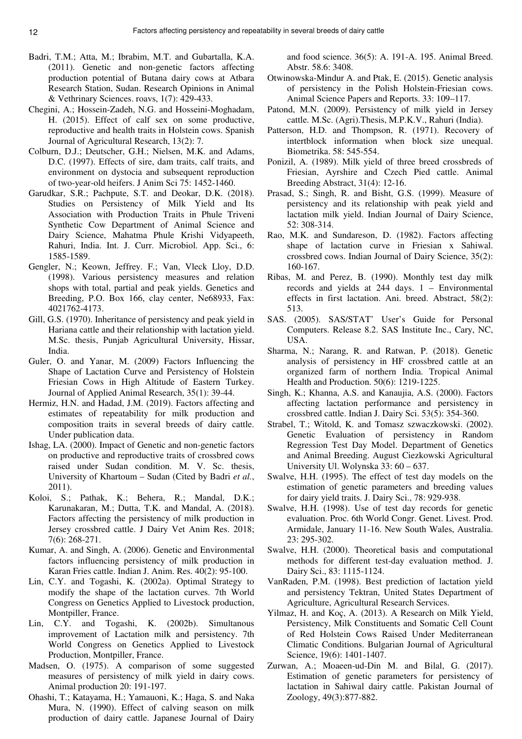Badri, T.M.; Atta, M.; Ibrabim, M.T. and Gubartalla, K.A. (2011). Genetic and non-genetic factors affecting production potential of Butana dairy cows at Atbara Research Station, Sudan. Research Opinions in Animal & Vethrinary Sciences. roavs, 1(7): 429-433.

Chegini, A.; Hossein-Zadeh, N.G. and Hosseini-Moghadam, H. (2015). Effect of calf sex on some productive, reproductive and health traits in Holstein cows. Spanish Journal of Agricultural Research, 13(2): 7.

Colburn, D.J.; Deutscher, G.H.; Nielsen, M.K. and Adams, D.C. (1997). Effects of sire, dam traits, calf traits, and environment on dystocia and subsequent reproduction of two-year-old heifers. J Anim Sci 75: 1452-1460.

Garudkar, S.R.; Pachpute, S.T. and Deokar, D.K. (2018). Studies on Persistency of Milk Yield and Its Association with Production Traits in Phule Triveni Synthetic Cow Department of Animal Science and Dairy Science, Mahatma Phule Krishi Vidyapeeth, Rahuri, India. Int. J. Curr. Microbiol. App. Sci., 6: 1585-1589.

Gengler, N.; Keown, Jeffrey. F.; Van, Vleck Lloy, D.D. (1998). Various persistency measures and relation shops with total, partial and peak yields. Genetics and Breeding, P.O. Box 166, clay center, Ne68933, Fax: 4021762-4173.

Gill, G.S. (1970). Inheritance of persistency and peak yield in Hariana cattle and their relationship with lactation yield. M.Sc. thesis, Punjab Agricultural University, Hissar, India.

Guler, O. and Yanar, M. (2009) Factors Influencing the Shape of Lactation Curve and Persistency of Holstein Friesian Cows in High Altitude of Eastern Turkey. Journal of Applied Animal Research, 35(1): 39-44.

Hermiz, H.N. and Hadad, J.M. (2019). Factors affecting and estimates of repeatability for milk production and composition traits in several breeds of dairy cattle. Under publication data.

Ishag, LA. (2000). Impact of Genetic and non-genetic factors on productive and reproductive traits of crossbred cows raised under Sudan condition. M. V. Sc. thesis, University of Khartoum – Sudan (Cited by Badri *et al.*, 2011).

Koloi, S.; Pathak, K.; Behera, R.; Mandal, D.K.; Karunakaran, M.; Dutta, T.K. and Mandal, A. (2018). Factors affecting the persistency of milk production in Jersey crossbred cattle. J Dairy Vet Anim Res. 2018; 7(6): 268-271.

Kumar, A. and Singh, A. (2006). Genetic and Environmental factors influencing persistency of milk production in Karan Fries cattle. Indian J. Anim. Res. 40(2): 95-100.

Lin, C.Y. and Togashi, K. (2002a). Optimal Strategy to modify the shape of the lactation curves. 7th World Congress on Genetics Applied to Livestock production, Montpiller, France.

Lin, C.Y. and Togashi, K. (2002b). Simultanous improvement of Lactation milk and persistency. 7th World Congress on Genetics Applied to Livestock Production, Montpiller, France.

Madsen, O. (1975). A comparison of some suggested measures of persistency of milk yield in dairy cows. Animal production 20: 191-197.

Ohashi, T.; Katayama, H.; Yamauoni, K.; Haga, S. and Naka Mura, N. (1990). Effect of calving season on milk production of dairy cattle. Japanese Journal of Dairy and food science. 36(5): A. 191-A. 195. Animal Breed. Abstr. 58.6: 3408.

Otwinowska-Mindur A. and Ptak, E. (2015). Genetic analysis of persistency in the Polish Holstein-Friesian cows. Animal Science Papers and Reports. 33: 109–117.

Patond, M.N. (2009). Persistency of milk yield in Jersey cattle. M.Sc. (Agri).Thesis, M.P.K.V., Rahuri (India).

Patterson, H.D. and Thompson, R. (1971). Recovery of intertblock information when block size unequal. Biometrika. 58: 545-554.

Ponizil, A. (1989). Milk yield of three breed crossbreds of Friesian, Ayrshire and Czech Pied cattle. Animal Breeding Abstract, 31(4): 12-16.

Prasad, S.; Singh, R. and Bisht, G.S. (1999). Measure of persistency and its relationship with peak yield and lactation milk yield. Indian Journal of Dairy Science, 52: 308-314.

Rao, M.K. and Sundareson, D. (1982). Factors affecting shape of lactation curve in Friesian x Sahiwal. crossbred cows. Indian Journal of Dairy Science, 35(2): 160-167.

Ribas, M. and Perez, B. (1990). Monthly test day milk records and yields at 244 days. 1 – Environmental effects in first lactation. Ani. breed. Abstract, 58(2): 513.

SAS. (2005). SAS/STAT' User's Guide for Personal Computers. Release 8.2. SAS Institute Inc., Cary, NC, USA.

Sharma, N.; Narang, R. and Ratwan, P. (2018). Genetic analysis of persistency in HF crossbred cattle at an organized farm of northern India. Tropical Animal Health and Production. 50(6): 1219-1225.

Singh, K.; Khanna, A.S. and Kanaujia, A.S. (2000). Factors affecting lactation performance and persistency in crossbred cattle. Indian J. Dairy Sci. 53(5): 354-360.

Strabel, T.; Witold, K. and Tomasz szwaczkowski. (2002). Genetic Evaluation of persistency in Random Regression Test Day Model. Department of Genetics and Animal Breeding. August Ciezkowski Agricultural University Ul. Wolynska 33: 60 – 637.

Swalve, H.H. (1995). The effect of test day models on the estimation of genetic parameters and breeding values for dairy yield traits. J. Dairy Sci., 78: 929-938.

Swalve, H.H. (1998). Use of test day records for genetic evaluation. Proc. 6th World Congr. Genet. Livest. Prod. Armidale, January 11-16. New South Wales, Australia. 23: 295-302.

Swalve, H.H. (2000). Theoretical basis and computational methods for different test-day evaluation method. J. Dairy Sci., 83: 1115-1124.

VanRaden, P.M. (1998). Best prediction of lactation yield and persistency Tektran, United States Department of Agriculture, Agricultural Research Services.

Yilmaz, H. and Koç, A. (2013). A Research on Milk Yield, Persistency, Milk Constituents and Somatic Cell Count of Red Holstein Cows Raised Under Mediterranean Climatic Conditions. Bulgarian Journal of Agricultural Science, 19(6): 1401-1407.

Zurwan, A.; Moaeen-ud-Din M. and Bilal, G. (2017). Estimation of genetic parameters for persistency of lactation in Sahiwal dairy cattle. Pakistan Journal of Zoology, 49(3):877-882.